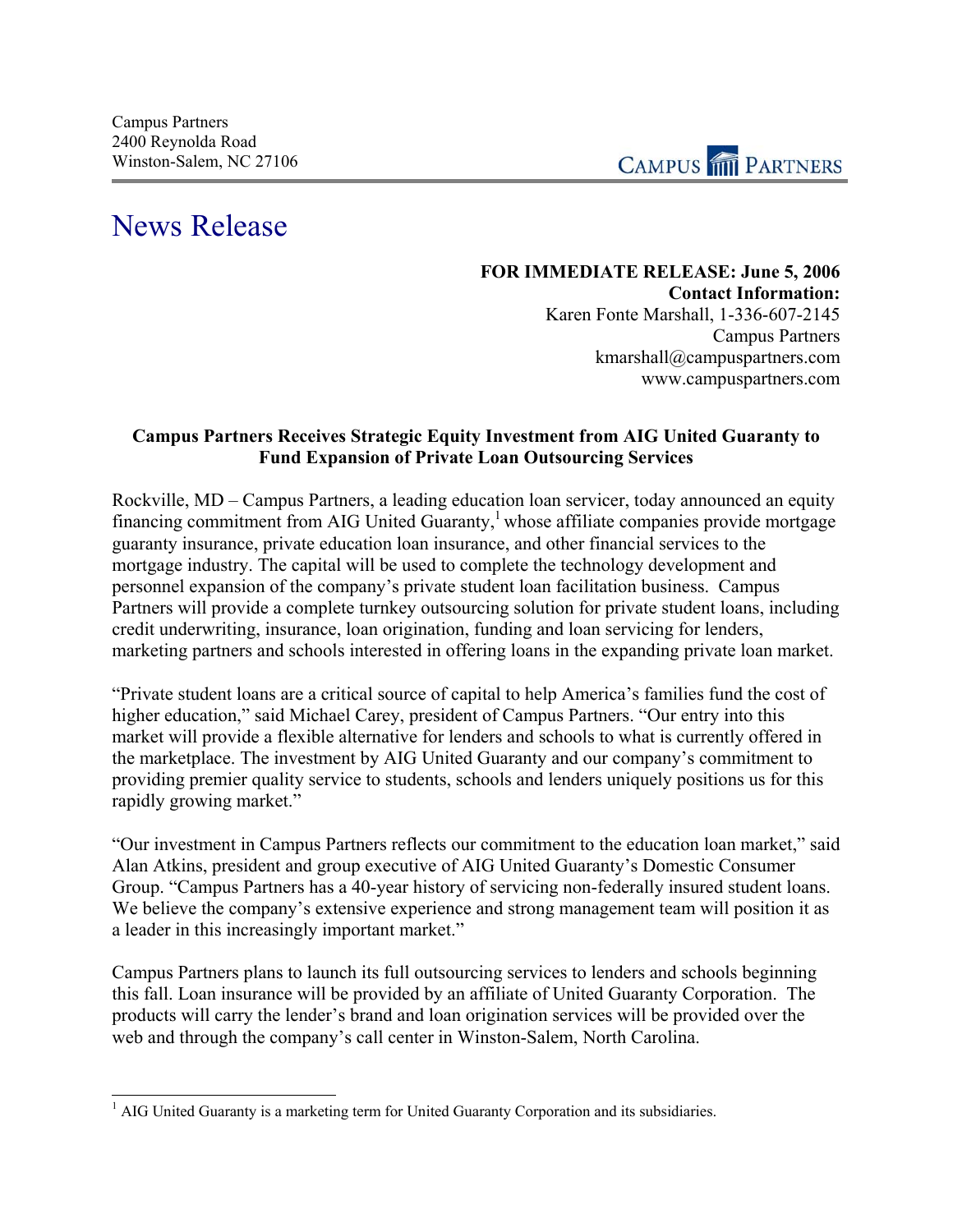Campus Partners
2400 Reynolda Road
Winston-Salem, NC 27106

CAMPUS PARTNERS

# News Release

**FOR IMMEDIATE RELEASE: June 5, 2006**
**Contact Information:**
Karen Fonte Marshall, 1-336-607-2145
Campus Partners
kmarshall@campuspartners.com
www.campuspartners.com

**Campus Partners Receives Strategic Equity Investment from AIG United Guaranty to Fund Expansion of Private Loan Outsourcing Services**

Rockville, MD – Campus Partners, a leading education loan servicer, today announced an equity financing commitment from AIG United Guaranty,[1] whose affiliate companies provide mortgage guaranty insurance, private education loan insurance, and other financial services to the mortgage industry. The capital will be used to complete the technology development and personnel expansion of the company's private student loan facilitation business. Campus Partners will provide a complete turnkey outsourcing solution for private student loans, including credit underwriting, insurance, loan origination, funding and loan servicing for lenders, marketing partners and schools interested in offering loans in the expanding private loan market.

"Private student loans are a critical source of capital to help America's families fund the cost of higher education," said Michael Carey, president of Campus Partners. "Our entry into this market will provide a flexible alternative for lenders and schools to what is currently offered in the marketplace. The investment by AIG United Guaranty and our company's commitment to providing premier quality service to students, schools and lenders uniquely positions us for this rapidly growing market."

"Our investment in Campus Partners reflects our commitment to the education loan market," said Alan Atkins, president and group executive of AIG United Guaranty's Domestic Consumer Group. "Campus Partners has a 40-year history of servicing non-federally insured student loans. We believe the company's extensive experience and strong management team will position it as a leader in this increasingly important market."

Campus Partners plans to launch its full outsourcing services to lenders and schools beginning this fall. Loan insurance will be provided by an affiliate of United Guaranty Corporation. The products will carry the lender's brand and loan origination services will be provided over the web and through the company's call center in Winston-Salem, North Carolina.

---

[1] AIG United Guaranty is a marketing term for United Guaranty Corporation and its subsidiaries.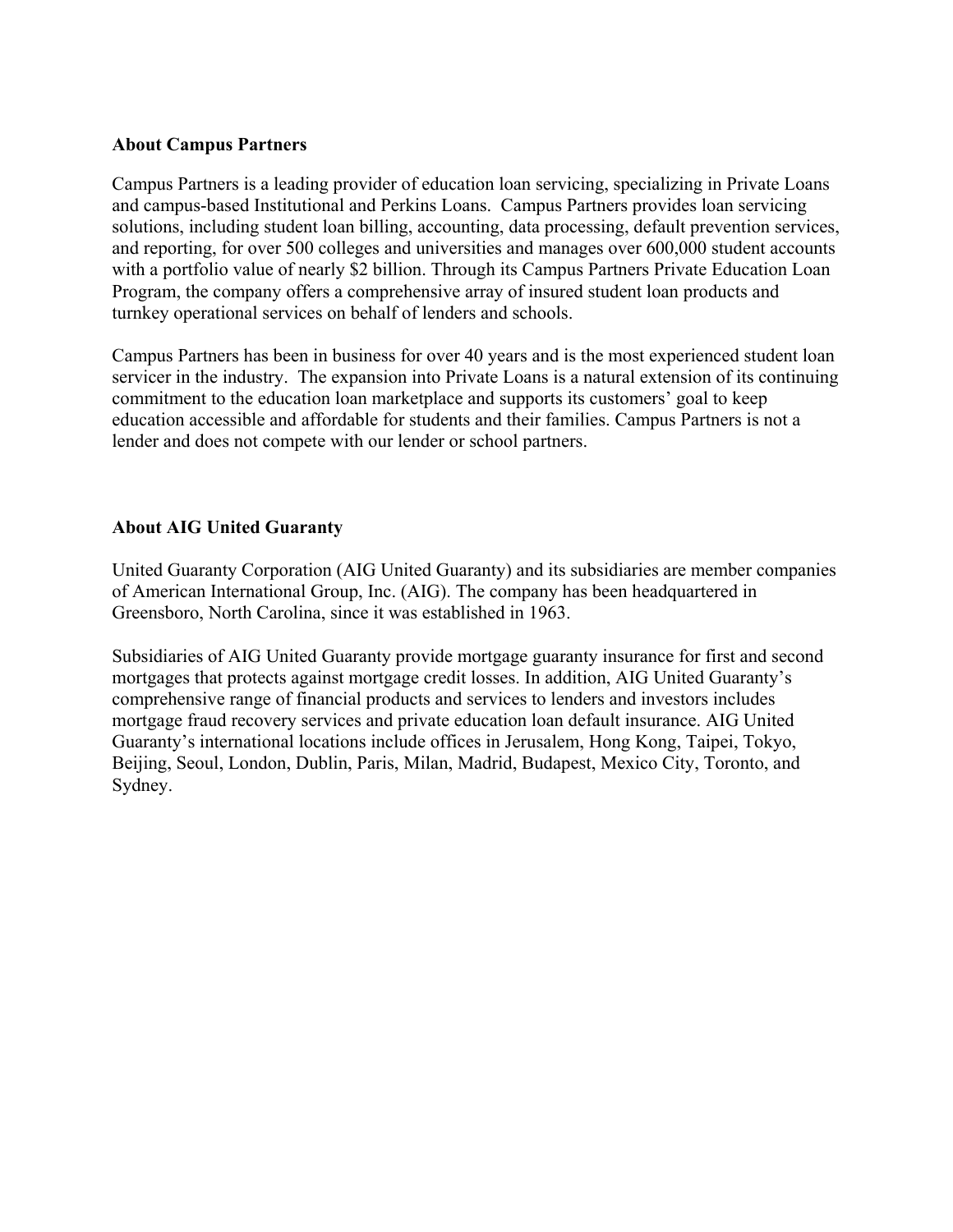## About Campus Partners

Campus Partners is a leading provider of education loan servicing, specializing in Private Loans and campus-based Institutional and Perkins Loans. Campus Partners provides loan servicing solutions, including student loan billing, accounting, data processing, default prevention services, and reporting, for over 500 colleges and universities and manages over 600,000 student accounts with a portfolio value of nearly $2 billion. Through its Campus Partners Private Education Loan Program, the company offers a comprehensive array of insured student loan products and turnkey operational services on behalf of lenders and schools.

Campus Partners has been in business for over 40 years and is the most experienced student loan servicer in the industry. The expansion into Private Loans is a natural extension of its continuing commitment to the education loan marketplace and supports its customers' goal to keep education accessible and affordable for students and their families. Campus Partners is not a lender and does not compete with our lender or school partners.

## About AIG United Guaranty

United Guaranty Corporation (AIG United Guaranty) and its subsidiaries are member companies of American International Group, Inc. (AIG). The company has been headquartered in Greensboro, North Carolina, since it was established in 1963.

Subsidiaries of AIG United Guaranty provide mortgage guaranty insurance for first and second mortgages that protects against mortgage credit losses. In addition, AIG United Guaranty's comprehensive range of financial products and services to lenders and investors includes mortgage fraud recovery services and private education loan default insurance. AIG United Guaranty's international locations include offices in Jerusalem, Hong Kong, Taipei, Tokyo, Beijing, Seoul, London, Dublin, Paris, Milan, Madrid, Budapest, Mexico City, Toronto, and Sydney.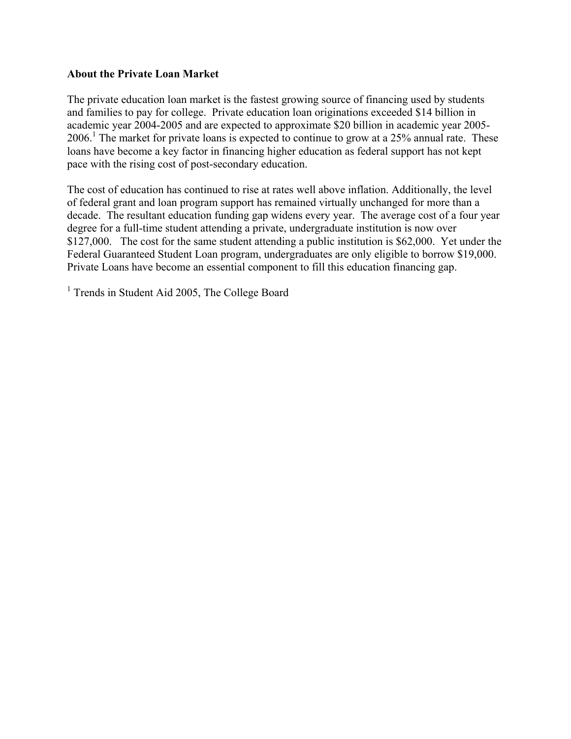**About the Private Loan Market**

The private education loan market is the fastest growing source of financing used by students and families to pay for college. Private education loan originations exceeded $14 billion in academic year 2004-2005 and are expected to approximate $20 billion in academic year 2005-2006.[1] The market for private loans is expected to continue to grow at a 25% annual rate. These loans have become a key factor in financing higher education as federal support has not kept pace with the rising cost of post-secondary education.

The cost of education has continued to rise at rates well above inflation. Additionally, the level of federal grant and loan program support has remained virtually unchanged for more than a decade. The resultant education funding gap widens every year. The average cost of a four year degree for a full-time student attending a private, undergraduate institution is now over $127,000. The cost for the same student attending a public institution is $62,000. Yet under the Federal Guaranteed Student Loan program, undergraduates are only eligible to borrow $19,000. Private Loans have become an essential component to fill this education financing gap.

[1] Trends in Student Aid 2005, The College Board